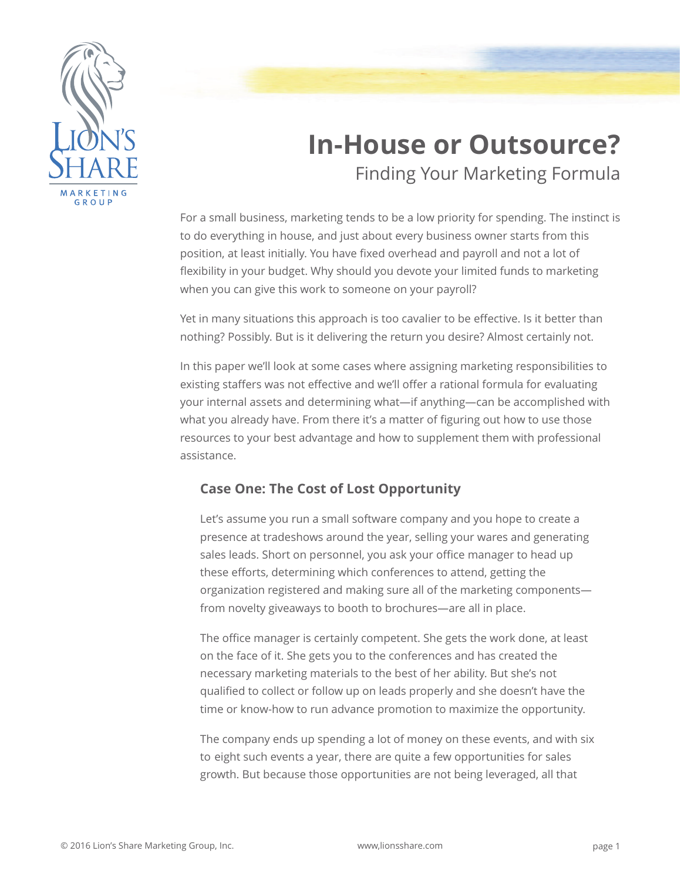# In-House or Outsource?

## Finding Your Marketing Formula

For a small business, marketing tends to be a low priority for spending. The instinct is to do everything in house, and just about every business owner starts from this position, at least initially. You have fixed overhead and payroll and not a lot of flexibility in your budget. Why should you devote your limited funds to marketing when you can give this work to someone on your payroll?

Yet in many situations this approach is too cavalier to be effective. Is it better than nothing? Possibly. But is it delivering the return you desire? Almost certainly not.

In this paper we'll look at some cases where assigning marketing responsibilities to existing staffers was not effective and we'll offer a rational formula for evaluating your internal assets and determining what—if anything—can be accomplished with what you already have. From there it's a matter of figuring out how to use those resources to your best advantage and how to supplement them with professional assistance.

### Case One: The Cost of Lost Opportunity

Let's assume you run a small software company and you hope to create a presence at tradeshows around the year, selling your wares and generating sales leads. Short on personnel, you ask your office manager to head up these efforts, determining which conferences to attend, getting the organization registered and making sure all of the marketing components—from novelty giveaways to booth to brochures—are all in place.

The office manager is certainly competent. She gets the work done, at least on the face of it. She gets you to the conferences and has created the necessary marketing materials to the best of her ability. But she's not qualified to collect or follow up on leads properly and she doesn't have the time or know-how to run advance promotion to maximize the opportunity.

The company ends up spending a lot of money on these events, and with six to eight such events a year, there are quite a few opportunities for sales growth. But because those opportunities are not being leveraged, all that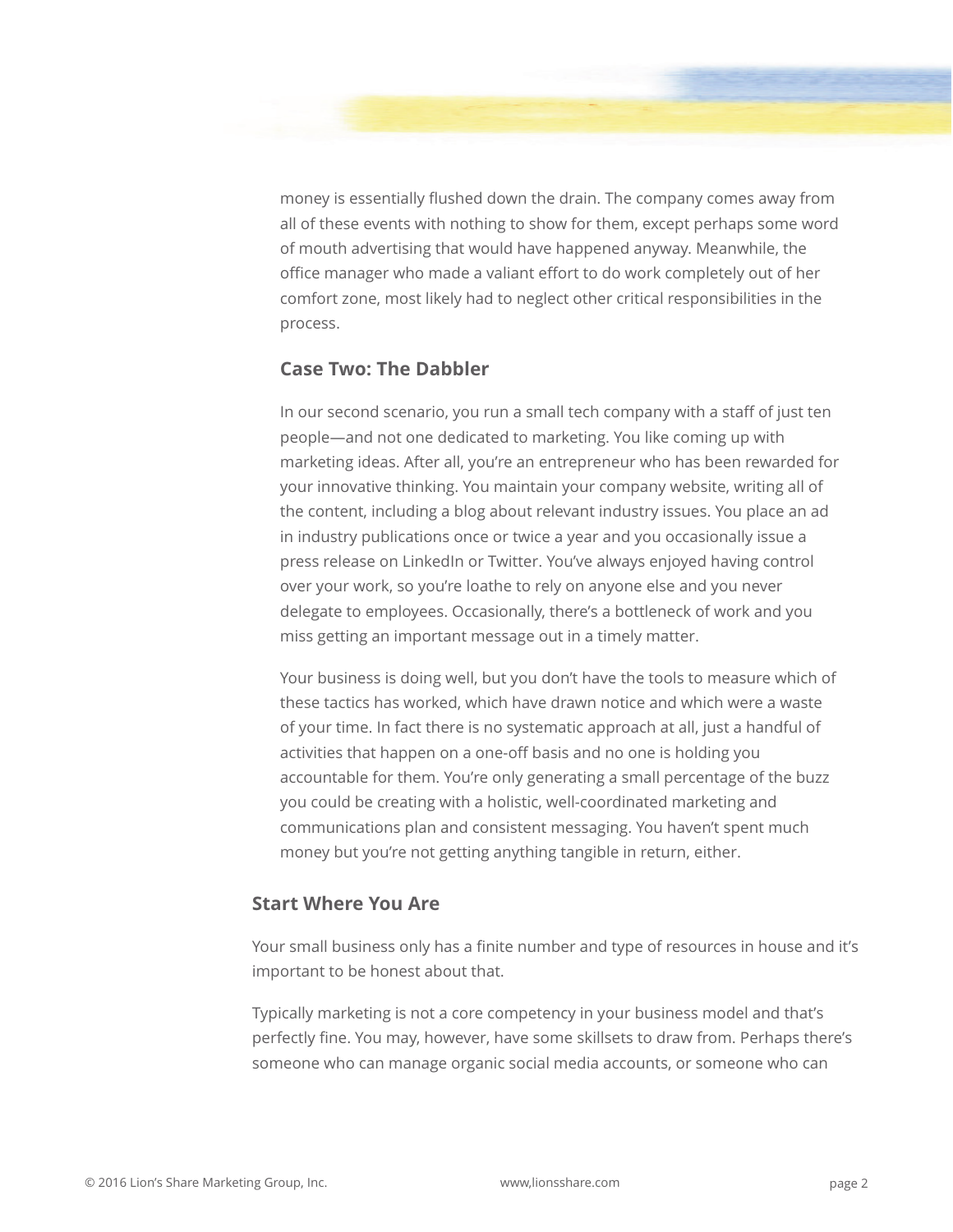money is essentially flushed down the drain. The company comes away from all of these events with nothing to show for them, except perhaps some word of mouth advertising that would have happened anyway. Meanwhile, the office manager who made a valiant effort to do work completely out of her comfort zone, most likely had to neglect other critical responsibilities in the process.

### Case Two: The Dabbler

In our second scenario, you run a small tech company with a staff of just ten people—and not one dedicated to marketing. You like coming up with marketing ideas. After all, you're an entrepreneur who has been rewarded for your innovative thinking. You maintain your company website, writing all of the content, including a blog about relevant industry issues. You place an ad in industry publications once or twice a year and you occasionally issue a press release on LinkedIn or Twitter. You've always enjoyed having control over your work, so you're loathe to rely on anyone else and you never delegate to employees. Occasionally, there's a bottleneck of work and you miss getting an important message out in a timely matter.

Your business is doing well, but you don't have the tools to measure which of these tactics has worked, which have drawn notice and which were a waste of your time. In fact there is no systematic approach at all, just a handful of activities that happen on a one-off basis and no one is holding you accountable for them. You're only generating a small percentage of the buzz you could be creating with a holistic, well-coordinated marketing and communications plan and consistent messaging. You haven't spent much money but you're not getting anything tangible in return, either.

## Start Where You Are

Your small business only has a finite number and type of resources in house and it's important to be honest about that.

Typically marketing is not a core competency in your business model and that's perfectly fine. You may, however, have some skillsets to draw from. Perhaps there's someone who can manage organic social media accounts, or someone who can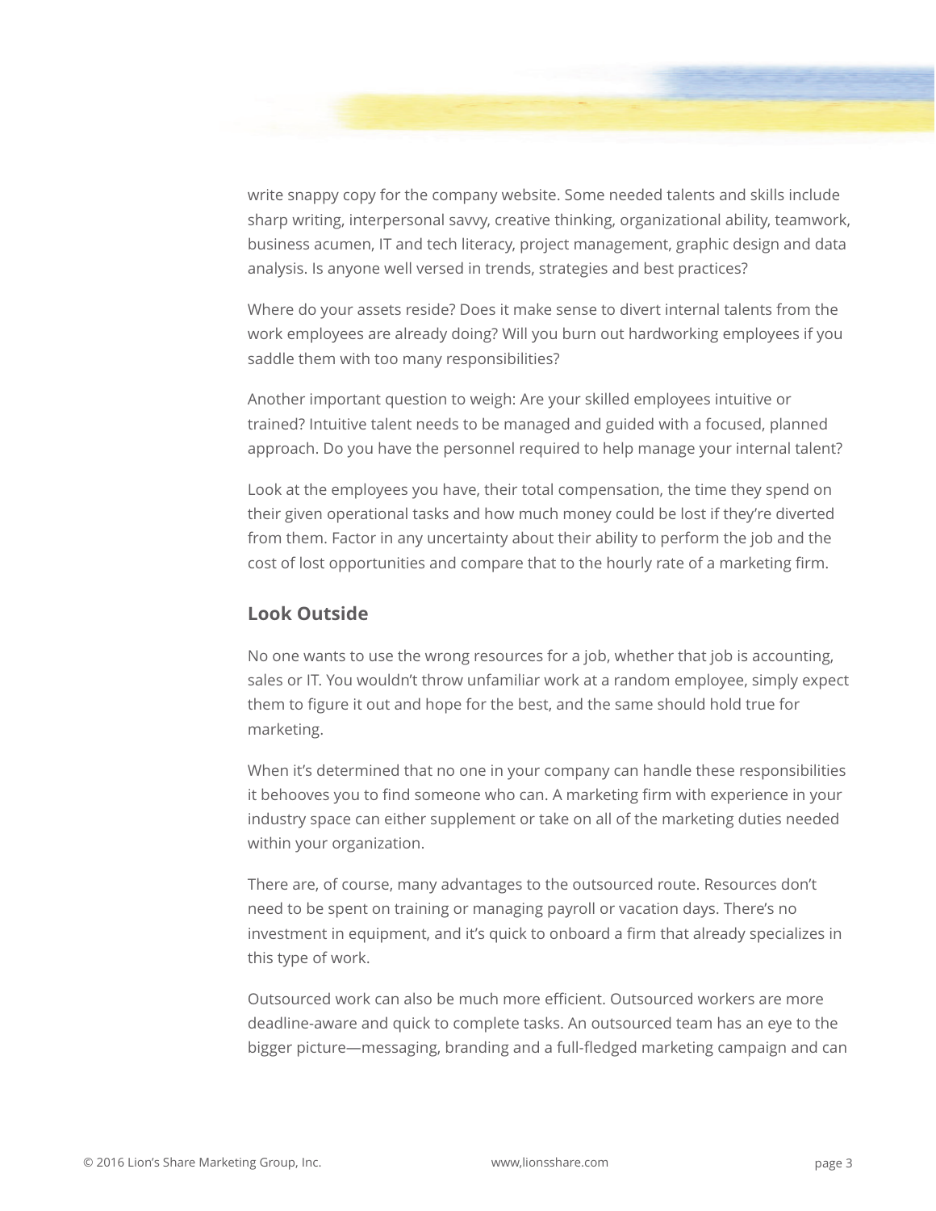write snappy copy for the company website. Some needed talents and skills include sharp writing, interpersonal savvy, creative thinking, organizational ability, teamwork, business acumen, IT and tech literacy, project management, graphic design and data analysis. Is anyone well versed in trends, strategies and best practices?

Where do your assets reside? Does it make sense to divert internal talents from the work employees are already doing? Will you burn out hardworking employees if you saddle them with too many responsibilities?

Another important question to weigh: Are your skilled employees intuitive or trained? Intuitive talent needs to be managed and guided with a focused, planned approach. Do you have the personnel required to help manage your internal talent?

Look at the employees you have, their total compensation, the time they spend on their given operational tasks and how much money could be lost if they're diverted from them. Factor in any uncertainty about their ability to perform the job and the cost of lost opportunities and compare that to the hourly rate of a marketing firm.

### Look Outside

No one wants to use the wrong resources for a job, whether that job is accounting, sales or IT. You wouldn't throw unfamiliar work at a random employee, simply expect them to figure it out and hope for the best, and the same should hold true for marketing.

When it's determined that no one in your company can handle these responsibilities it behooves you to find someone who can. A marketing firm with experience in your industry space can either supplement or take on all of the marketing duties needed within your organization.

There are, of course, many advantages to the outsourced route. Resources don't need to be spent on training or managing payroll or vacation days. There's no investment in equipment, and it's quick to onboard a firm that already specializes in this type of work.

Outsourced work can also be much more efficient. Outsourced workers are more deadline-aware and quick to complete tasks. An outsourced team has an eye to the bigger picture—messaging, branding and a full-fledged marketing campaign and can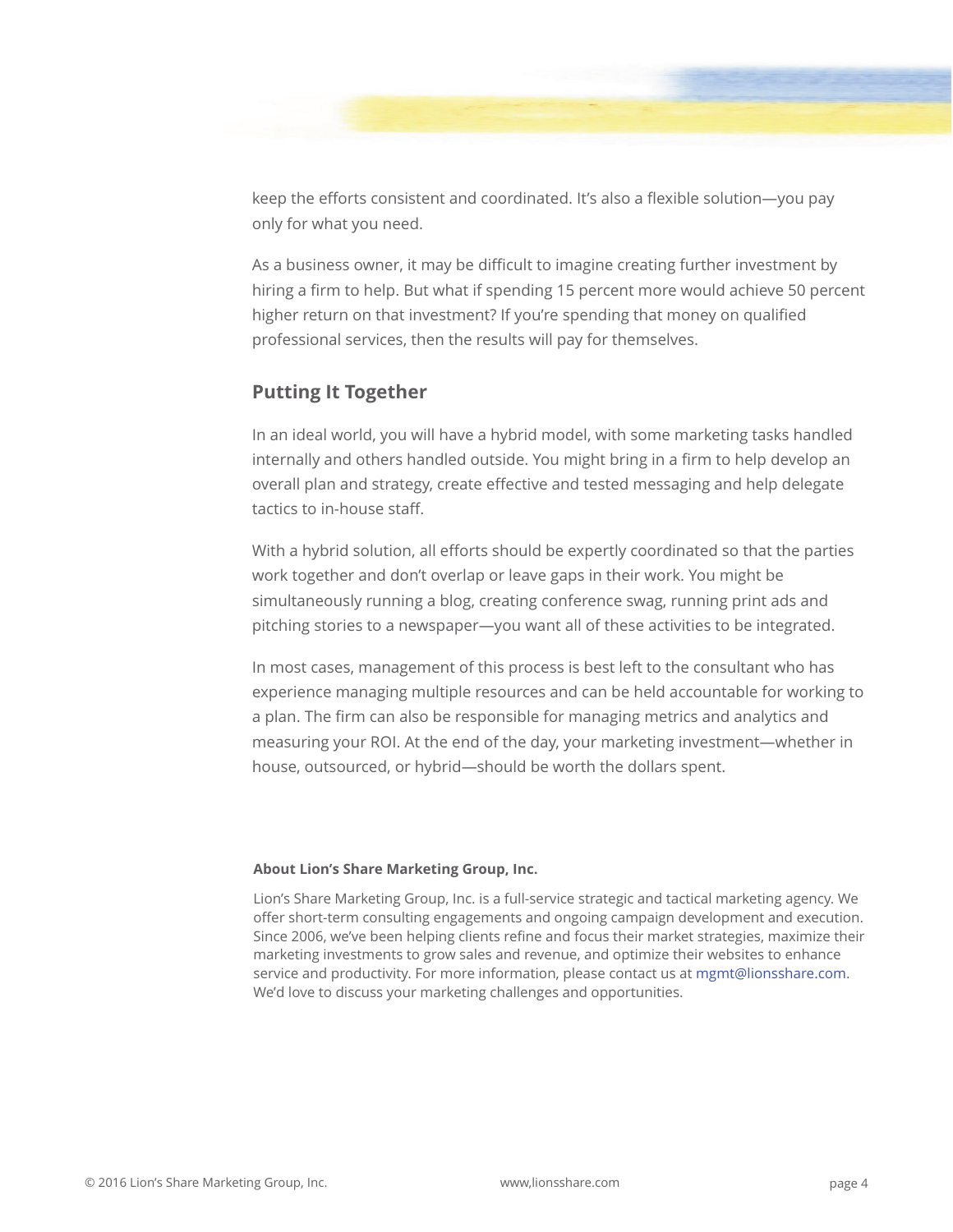keep the efforts consistent and coordinated. It's also a flexible solution—you pay only for what you need.

As a business owner, it may be difficult to imagine creating further investment by hiring a firm to help. But what if spending 15 percent more would achieve 50 percent higher return on that investment? If you're spending that money on qualified professional services, then the results will pay for themselves.

## Putting It Together

In an ideal world, you will have a hybrid model, with some marketing tasks handled internally and others handled outside. You might bring in a firm to help develop an overall plan and strategy, create effective and tested messaging and help delegate tactics to in-house staff.

With a hybrid solution, all efforts should be expertly coordinated so that the parties work together and don't overlap or leave gaps in their work. You might be simultaneously running a blog, creating conference swag, running print ads and pitching stories to a newspaper—you want all of these activities to be integrated.

In most cases, management of this process is best left to the consultant who has experience managing multiple resources and can be held accountable for working to a plan. The firm can also be responsible for managing metrics and analytics and measuring your ROI. At the end of the day, your marketing investment—whether in house, outsourced, or hybrid—should be worth the dollars spent.

**About Lion's Share Marketing Group, Inc.**

Lion's Share Marketing Group, Inc. is a full-service strategic and tactical marketing agency. We offer short-term consulting engagements and ongoing campaign development and execution. Since 2006, we've been helping clients refine and focus their market strategies, maximize their marketing investments to grow sales and revenue, and optimize their websites to enhance service and productivity. For more information, please contact us at mgmt@lionsshare.com. We'd love to discuss your marketing challenges and opportunities.